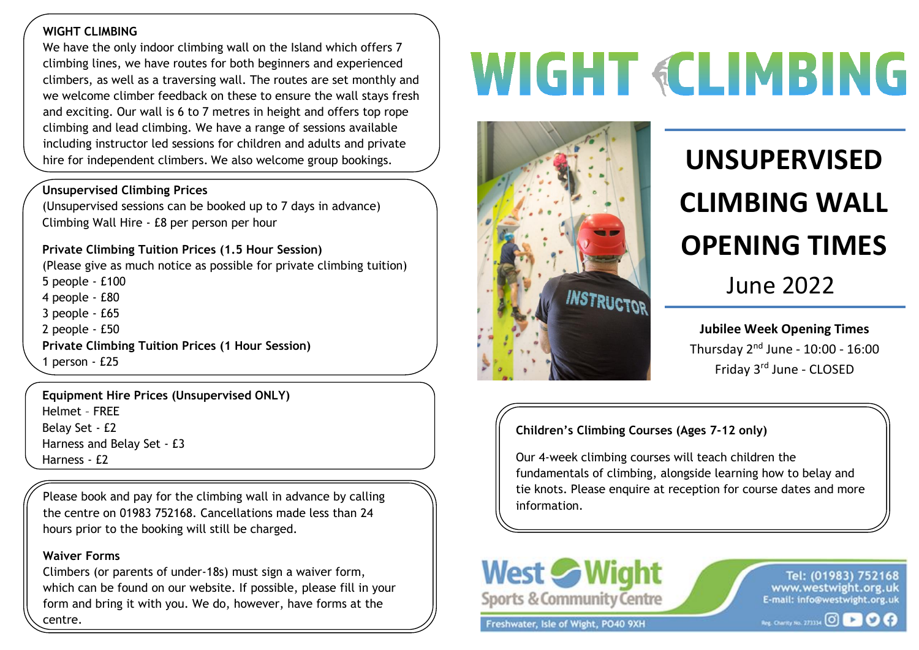# WIGHT CLIMBING

## UNSUPERVISED CLIMBING WALL OPENING TIMES

June 2022

**Jubilee Week Opening Times**

Thursday 2nd June - 10:00 - 16:00

Friday 3rd June - CLOSED

### WIGHT CLIMBING

We have the only indoor climbing wall on the Island which offers 7 climbing lines, we have routes for both beginners and experienced climbers, as well as a traversing wall. The routes are set monthly and we welcome climber feedback on these to ensure the wall stays fresh and exciting. Our wall is 6 to 7 metres in height and offers top rope climbing and lead climbing. We have a range of sessions available including instructor led sessions for children and adults and private hire for independent climbers. We also welcome group bookings.

**Unsupervised Climbing Prices**

(Unsupervised sessions can be booked up to 7 days in advance)

Climbing Wall Hire - £8 per person per hour

**Private Climbing Tuition Prices (1.5 Hour Session)**

(Please give as much notice as possible for private climbing tuition)

5 people - £100
4 people - £80
3 people - £65
2 people - £50

**Private Climbing Tuition Prices (1 Hour Session)**

1 person - £25

**Equipment Hire Prices (Unsupervised ONLY)**

Helmet – FREE
Belay Set - £2
Harness and Belay Set - £3
Harness - £2

Please book and pay for the climbing wall in advance by calling the centre on 01983 752168. Cancellations made less than 24 hours prior to the booking will still be charged.

**Waiver Forms**

Climbers (or parents of under-18s) must sign a waiver form, which can be found on our website. If possible, please fill in your form and bring it with you. We do, however, have forms at the centre.

**Children's Climbing Courses (Ages 7-12 only)**

Our 4-week climbing courses will teach children the fundamentals of climbing, alongside learning how to belay and tie knots. Please enquire at reception for course dates and more information.

West Wight Sports & Community Centre

Freshwater, Isle of Wight, PO40 9XH

Tel: (01983) 752168
www.westwight.org.uk
E-mail: info@westwight.org.uk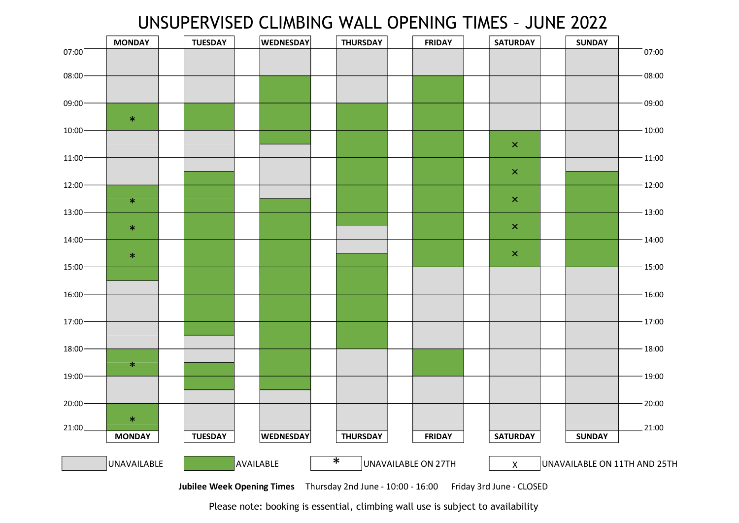# UNSUPERVISED CLIMBING WALL OPENING TIMES – JUNE 2022

MONDAY TUESDAY WEDNESDAY THURSDAY FRIDAY SATURDAY SUNDAY

07:00
08:00
09:00
10:00
11:00
12:00
13:00
14:00
15:00
16:00
17:00
18:00
19:00
20:00
21:00

UNAVAILABLE

AVAILABLE

* UNAVAILABLE ON 27TH

X UNAVAILABLE ON 11TH AND 25TH

**Jubilee Week Opening Times** Thursday 2nd June - 10:00 - 16:00 Friday 3rd June - CLOSED

Please note: booking is essential, climbing wall use is subject to availability